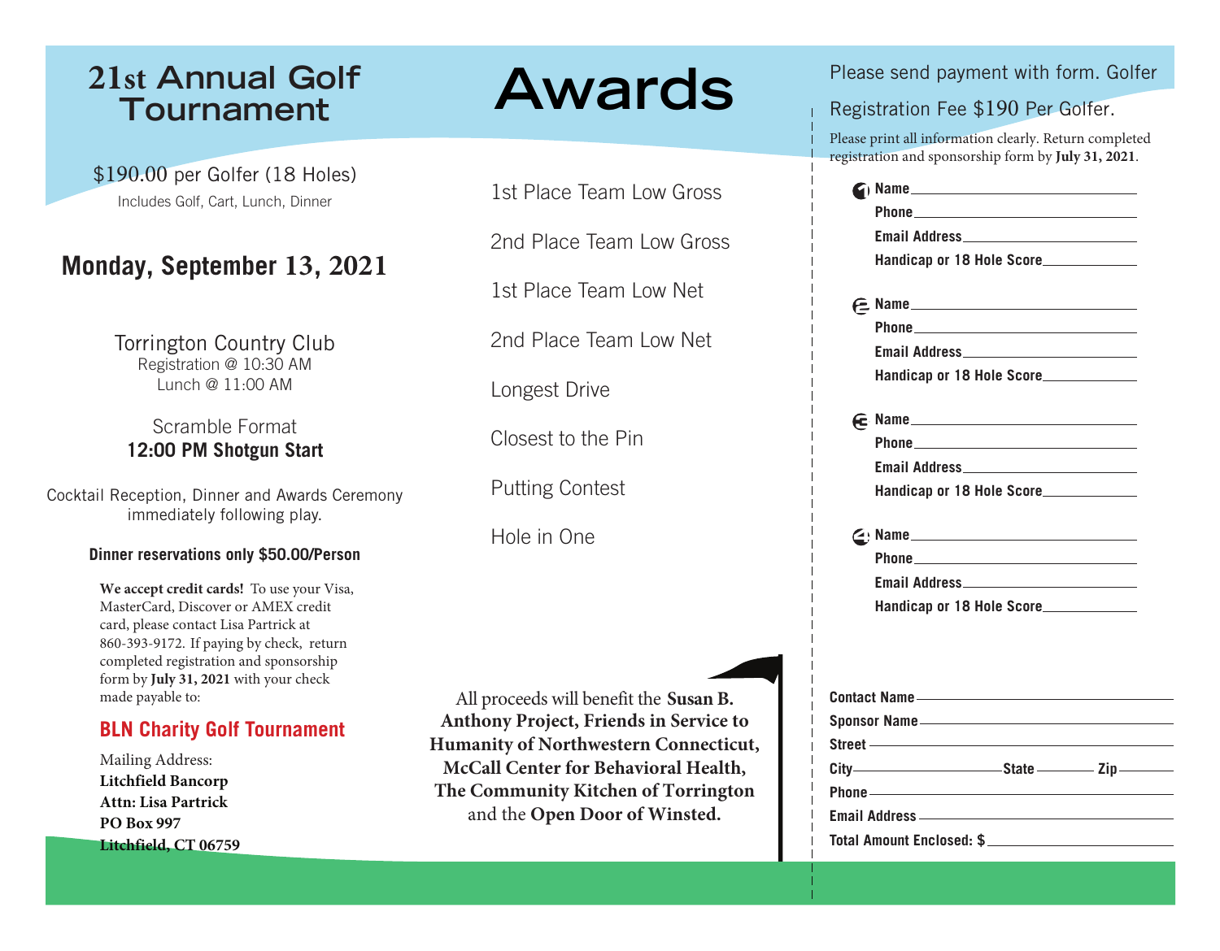# 21st Annual Golf Tournament

$190.00 per Golfer (18 Holes)

Includes Golf, Cart, Lunch, Dinner

## Monday, September 13, 2021

Torrington Country Club

Registration @ 10:30 AM

Lunch @ 11:00 AM

Scramble Format

**12:00 PM Shotgun Start**

Cocktail Reception, Dinner and Awards Ceremony immediately following play.

**Dinner reservations only $50.00/Person**

**We accept credit cards!** To use your Visa, MasterCard, Discover or AMEX credit card, please contact Lisa Partrick at 860-393-9172. If paying by check, return completed registration and sponsorship form by **July 31, 2021** with your check made payable to:

**BLN Charity Golf Tournament**

Mailing Address:
**Litchfield Bancorp**
**Attn: Lisa Partrick**
**PO Box 997**
**Litchfield, CT 06759**

# Awards

1st Place Team Low Gross

2nd Place Team Low Gross

1st Place Team Low Net

2nd Place Team Low Net

Longest Drive

Closest to the Pin

Putting Contest

Hole in One

All proceeds will benefit the **Susan B. Anthony Project, Friends in Service to Humanity of Northwestern Connecticut, McCall Center for Behavioral Health, The Community Kitchen of Torrington** and the **Open Door of Winsted.**

Please send payment with form. Golfer Registration Fee $190 Per Golfer.

Please print all information clearly. Return completed registration and sponsorship form by **July 31, 2021**.

1. **Name** \_\_\_\_\_\_\_\_\_\_\_\_\_\_\_\_\_\_\_\_
   **Phone** \_\_\_\_\_\_\_\_\_\_\_\_\_\_\_\_\_\_\_\_
   **Email Address** \_\_\_\_\_\_\_\_\_\_\_\_\_\_\_\_\_\_\_\_
   **Handicap or 18 Hole Score** \_\_\_\_\_\_\_\_\_\_

2. **Name** \_\_\_\_\_\_\_\_\_\_\_\_\_\_\_\_\_\_\_\_
   **Phone** \_\_\_\_\_\_\_\_\_\_\_\_\_\_\_\_\_\_\_\_
   **Email Address** \_\_\_\_\_\_\_\_\_\_\_\_\_\_\_\_\_\_\_\_
   **Handicap or 18 Hole Score** \_\_\_\_\_\_\_\_\_\_

3. **Name** \_\_\_\_\_\_\_\_\_\_\_\_\_\_\_\_\_\_\_\_
   **Phone** \_\_\_\_\_\_\_\_\_\_\_\_\_\_\_\_\_\_\_\_
   **Email Address** \_\_\_\_\_\_\_\_\_\_\_\_\_\_\_\_\_\_\_\_
   **Handicap or 18 Hole Score** \_\_\_\_\_\_\_\_\_\_

4. **Name** \_\_\_\_\_\_\_\_\_\_\_\_\_\_\_\_\_\_\_\_
   **Phone** \_\_\_\_\_\_\_\_\_\_\_\_\_\_\_\_\_\_\_\_
   **Email Address** \_\_\_\_\_\_\_\_\_\_\_\_\_\_\_\_\_\_\_\_
   **Handicap or 18 Hole Score** \_\_\_\_\_\_\_\_\_\_

**Contact Name** \_\_\_\_\_\_\_\_\_\_\_\_\_\_\_\_\_\_\_\_

**Sponsor Name** \_\_\_\_\_\_\_\_\_\_\_\_\_\_\_\_\_\_\_\_

**Street** \_\_\_\_\_\_\_\_\_\_\_\_\_\_\_\_\_\_\_\_

**City** \_\_\_\_\_\_\_\_\_\_ **State** \_\_\_\_\_\_ **Zip** \_\_\_\_\_\_

**Phone** \_\_\_\_\_\_\_\_\_\_\_\_\_\_\_\_\_\_\_\_

**Email Address** \_\_\_\_\_\_\_\_\_\_\_\_\_\_\_\_\_\_\_\_

**Total Amount Enclosed: $** \_\_\_\_\_\_\_\_\_\_\_\_\_\_\_\_\_\_\_\_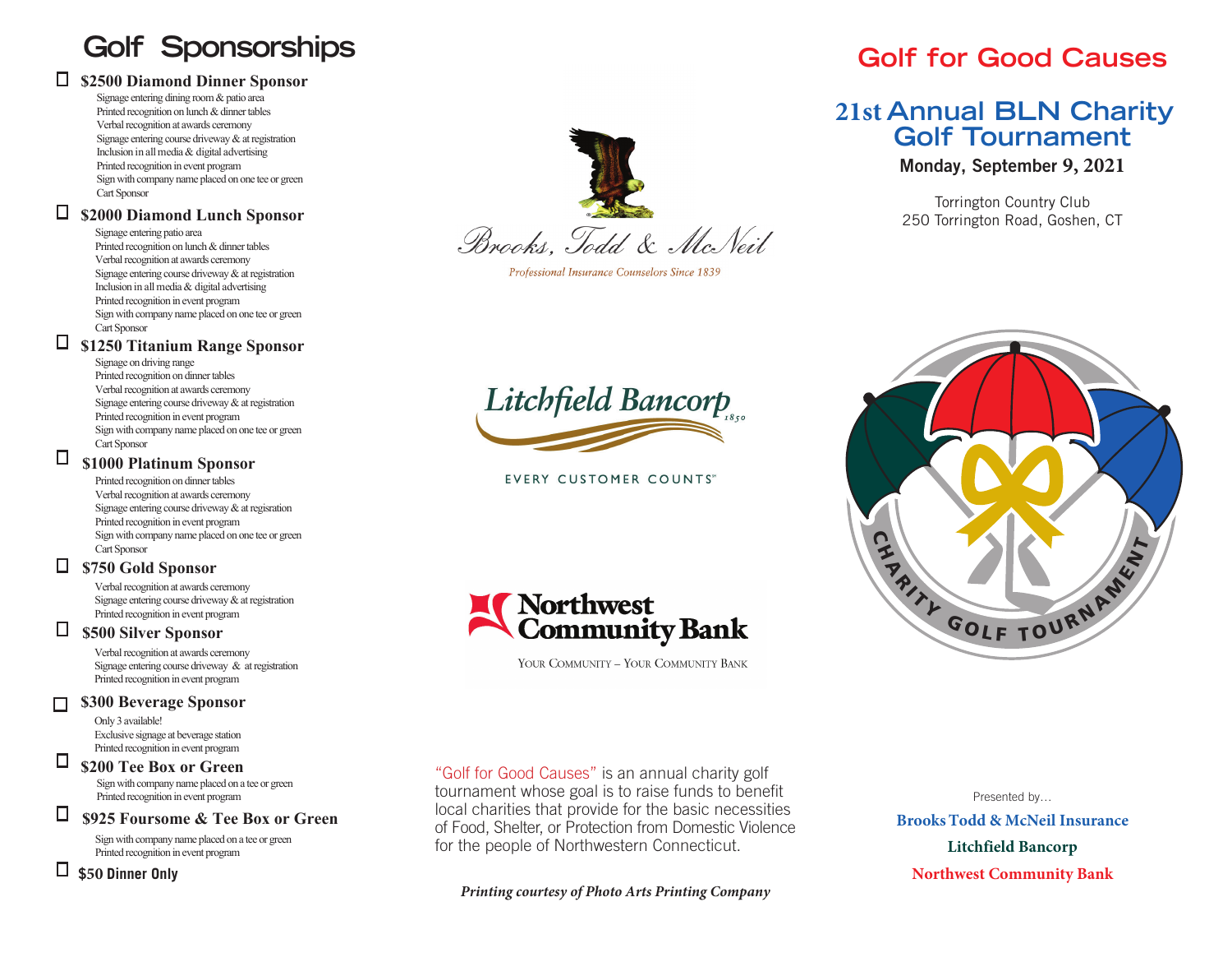# Golf Sponsorships

☐ **$2500 Diamond Dinner Sponsor**

Signage entering dining room & patio area
Printed recognition on lunch & dinner tables
Verbal recognition at awards ceremony
Signage entering course driveway & at registration
Inclusion in all media & digital advertising
Printed recognition in event program
Sign with company name placed on one tee or green
Cart Sponsor

☐ **$2000 Diamond Lunch Sponsor**

Signage entering patio area
Printed recognition on lunch & dinner tables
Verbal recognition at awards ceremony
Signage entering course driveway & at registration
Inclusion in all media & digital advertising
Printed recognition in event program
Sign with company name placed on one tee or green
Cart Sponsor

☐ **$1250 Titanium Range Sponsor**

Signage on driving range
Printed recognition on dinner tables
Verbal recognition at awards ceremony
Signage entering course driveway & at registration
Printed recognition in event program
Sign with company name placed on one tee or green
Cart Sponsor

☐ **$1000 Platinum Sponsor**

Printed recognition on dinner tables
Verbal recognition at awards ceremony
Signage entering course driveway & at regisration
Printed recognition in event program
Sign with company name placed on one tee or green
Cart Sponsor

☐ **$750 Gold Sponsor**

Verbal recognition at awards ceremony
Signage entering course driveway & at registration
Printed recognition in event program

☐ **$500 Silver Sponsor**

Verbal recognition at awards ceremony
Signage entering course driveway & at registration
Printed recognition in event program

☐ **$300 Beverage Sponsor**

Only 3 available!
Exclusive signage at beverage station
Printed recognition in event program

☐ **$200 Tee Box or Green**

Sign with company name placed on a tee or green
Printed recognition in event program

☐ **$925 Foursome & Tee Box or Green**

Sign with company name placed on a tee or green
Printed recognition in event program

☐ **$50 Dinner Only**

Brooks, Todd & McNeil
Professional Insurance Counselors Since 1839

Litchfield Bancorp 1850
EVERY CUSTOMER COUNTS℠

Northwest Community Bank
YOUR COMMUNITY – YOUR COMMUNITY BANK

"Golf for Good Causes" is an annual charity golf tournament whose goal is to raise funds to benefit local charities that provide for the basic necessities of Food, Shelter, or Protection from Domestic Violence for the people of Northwestern Connecticut.

*Printing courtesy of Photo Arts Printing Company*

# Golf for Good Causes

## 21st Annual BLN Charity Golf Tournament

**Monday, September 9, 2021**

Torrington Country Club
250 Torrington Road, Goshen, CT

CHARITY GOLF TOURNAMENT

Presented by…

**Brooks Todd & McNeil Insurance**

**Litchfield Bancorp**

**Northwest Community Bank**